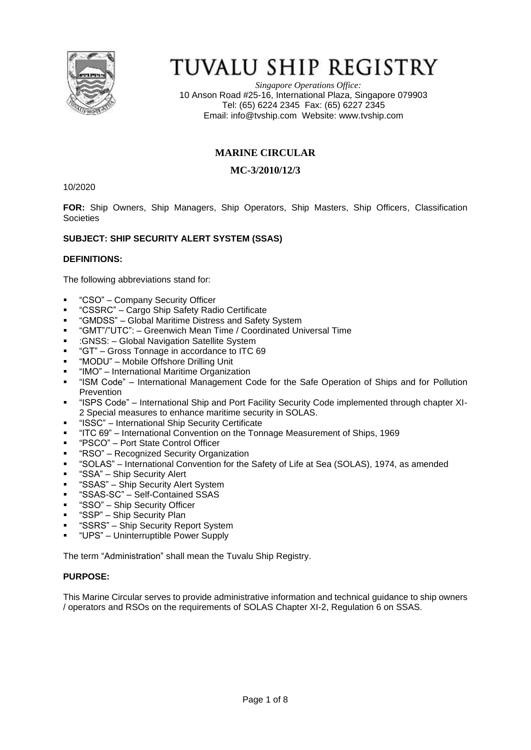# TUVALU SHIP REGISTRY

*Singapore Operations Office:*
10 Anson Road #25-16, International Plaza, Singapore 079903
Tel: (65) 6224 2345 Fax: (65) 6227 2345
Email: info@tvship.com Website: www.tvship.com

## MARINE CIRCULAR

### MC-3/2010/12/3

10/2020

**FOR:** Ship Owners, Ship Managers, Ship Operators, Ship Masters, Ship Officers, Classification Societies

**SUBJECT: SHIP SECURITY ALERT SYSTEM (SSAS)**

**DEFINITIONS:**

The following abbreviations stand for:

- "CSO" – Company Security Officer
- "CSSRC" – Cargo Ship Safety Radio Certificate
- "GMDSS" – Global Maritime Distress and Safety System
- "GMT"/"UTC": – Greenwich Mean Time / Coordinated Universal Time
- :GNSS: – Global Navigation Satellite System
- "GT" – Gross Tonnage in accordance to ITC 69
- "MODU" – Mobile Offshore Drilling Unit
- "IMO" – International Maritime Organization
- "ISM Code" – International Management Code for the Safe Operation of Ships and for Pollution Prevention
- "ISPS Code" – International Ship and Port Facility Security Code implemented through chapter XI-2 Special measures to enhance maritime security in SOLAS.
- "ISSC" – International Ship Security Certificate
- "ITC 69" – International Convention on the Tonnage Measurement of Ships, 1969
- "PSCO" – Port State Control Officer
- "RSO" – Recognized Security Organization
- "SOLAS" – International Convention for the Safety of Life at Sea (SOLAS), 1974, as amended
- "SSA" – Ship Security Alert
- "SSAS" – Ship Security Alert System
- "SSAS-SC" – Self-Contained SSAS
- "SSO" – Ship Security Officer
- "SSP" – Ship Security Plan
- "SSRS" – Ship Security Report System
- "UPS" – Uninterruptible Power Supply

The term "Administration" shall mean the Tuvalu Ship Registry.

**PURPOSE:**

This Marine Circular serves to provide administrative information and technical guidance to ship owners / operators and RSOs on the requirements of SOLAS Chapter XI-2, Regulation 6 on SSAS.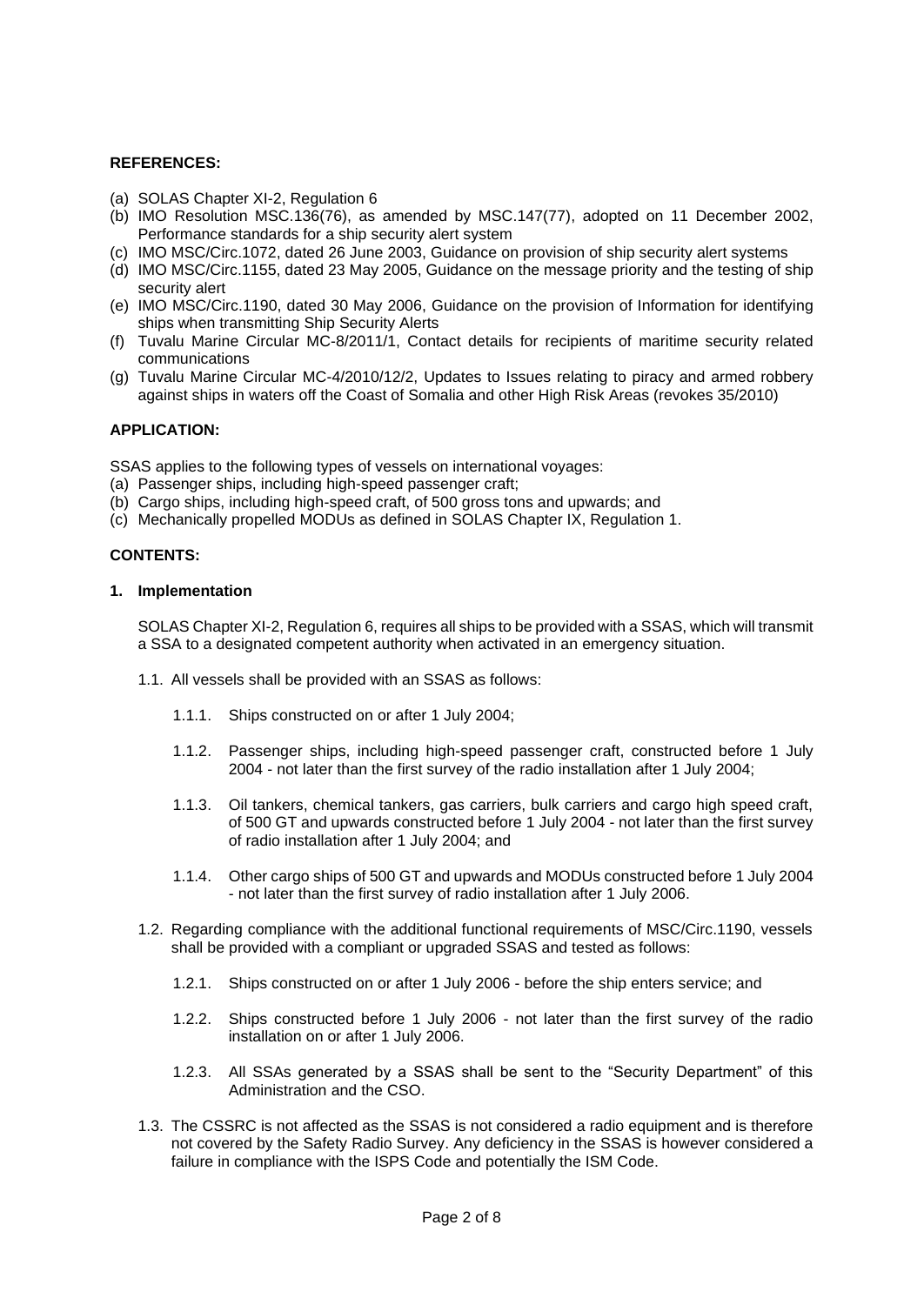**REFERENCES:**

(a) SOLAS Chapter XI-2, Regulation 6
(b) IMO Resolution MSC.136(76), as amended by MSC.147(77), adopted on 11 December 2002, Performance standards for a ship security alert system
(c) IMO MSC/Circ.1072, dated 26 June 2003, Guidance on provision of ship security alert systems
(d) IMO MSC/Circ.1155, dated 23 May 2005, Guidance on the message priority and the testing of ship security alert
(e) IMO MSC/Circ.1190, dated 30 May 2006, Guidance on the provision of Information for identifying ships when transmitting Ship Security Alerts
(f) Tuvalu Marine Circular MC-8/2011/1, Contact details for recipients of maritime security related communications
(g) Tuvalu Marine Circular MC-4/2010/12/2, Updates to Issues relating to piracy and armed robbery against ships in waters off the Coast of Somalia and other High Risk Areas (revokes 35/2010)

**APPLICATION:**

SSAS applies to the following types of vessels on international voyages:
(a) Passenger ships, including high-speed passenger craft;
(b) Cargo ships, including high-speed craft, of 500 gross tons and upwards; and
(c) Mechanically propelled MODUs as defined in SOLAS Chapter IX, Regulation 1.

**CONTENTS:**

**1. Implementation**

SOLAS Chapter XI-2, Regulation 6, requires all ships to be provided with a SSAS, which will transmit a SSA to a designated competent authority when activated in an emergency situation.

1.1. All vessels shall be provided with an SSAS as follows:

1.1.1. Ships constructed on or after 1 July 2004;

1.1.2. Passenger ships, including high-speed passenger craft, constructed before 1 July 2004 - not later than the first survey of the radio installation after 1 July 2004;

1.1.3. Oil tankers, chemical tankers, gas carriers, bulk carriers and cargo high speed craft, of 500 GT and upwards constructed before 1 July 2004 - not later than the first survey of radio installation after 1 July 2004; and

1.1.4. Other cargo ships of 500 GT and upwards and MODUs constructed before 1 July 2004 - not later than the first survey of radio installation after 1 July 2006.

1.2. Regarding compliance with the additional functional requirements of MSC/Circ.1190, vessels shall be provided with a compliant or upgraded SSAS and tested as follows:

1.2.1. Ships constructed on or after 1 July 2006 - before the ship enters service; and

1.2.2. Ships constructed before 1 July 2006 - not later than the first survey of the radio installation on or after 1 July 2006.

1.2.3. All SSAs generated by a SSAS shall be sent to the "Security Department" of this Administration and the CSO.

1.3. The CSSRC is not affected as the SSAS is not considered a radio equipment and is therefore not covered by the Safety Radio Survey. Any deficiency in the SSAS is however considered a failure in compliance with the ISPS Code and potentially the ISM Code.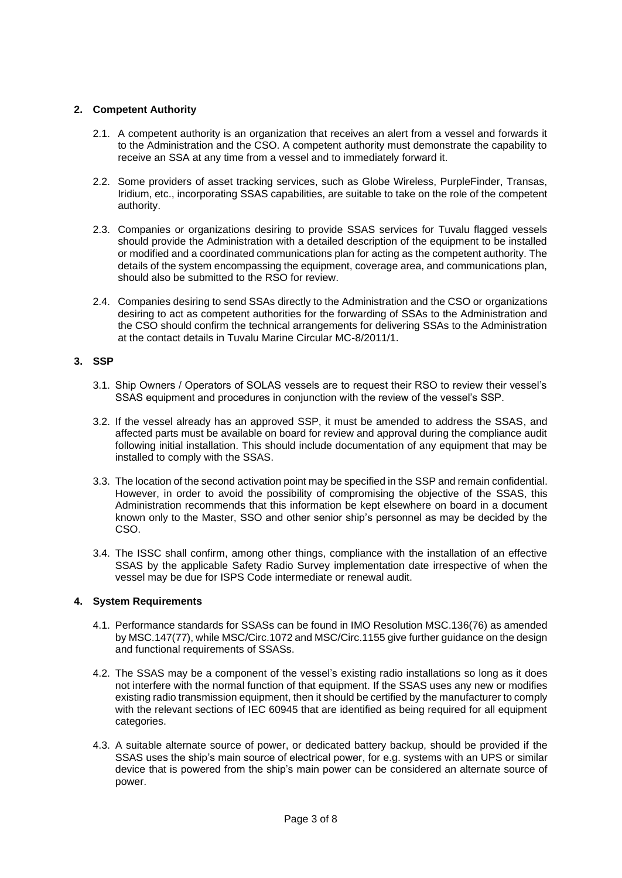## 2. Competent Authority

2.1. A competent authority is an organization that receives an alert from a vessel and forwards it to the Administration and the CSO. A competent authority must demonstrate the capability to receive an SSA at any time from a vessel and to immediately forward it.

2.2. Some providers of asset tracking services, such as Globe Wireless, PurpleFinder, Transas, Iridium, etc., incorporating SSAS capabilities, are suitable to take on the role of the competent authority.

2.3. Companies or organizations desiring to provide SSAS services for Tuvalu flagged vessels should provide the Administration with a detailed description of the equipment to be installed or modified and a coordinated communications plan for acting as the competent authority. The details of the system encompassing the equipment, coverage area, and communications plan, should also be submitted to the RSO for review.

2.4. Companies desiring to send SSAs directly to the Administration and the CSO or organizations desiring to act as competent authorities for the forwarding of SSAs to the Administration and the CSO should confirm the technical arrangements for delivering SSAs to the Administration at the contact details in Tuvalu Marine Circular MC-8/2011/1.

## 3. SSP

3.1. Ship Owners / Operators of SOLAS vessels are to request their RSO to review their vessel's SSAS equipment and procedures in conjunction with the review of the vessel's SSP.

3.2. If the vessel already has an approved SSP, it must be amended to address the SSAS, and affected parts must be available on board for review and approval during the compliance audit following initial installation. This should include documentation of any equipment that may be installed to comply with the SSAS.

3.3. The location of the second activation point may be specified in the SSP and remain confidential. However, in order to avoid the possibility of compromising the objective of the SSAS, this Administration recommends that this information be kept elsewhere on board in a document known only to the Master, SSO and other senior ship's personnel as may be decided by the CSO.

3.4. The ISSC shall confirm, among other things, compliance with the installation of an effective SSAS by the applicable Safety Radio Survey implementation date irrespective of when the vessel may be due for ISPS Code intermediate or renewal audit.

## 4. System Requirements

4.1. Performance standards for SSASs can be found in IMO Resolution MSC.136(76) as amended by MSC.147(77), while MSC/Circ.1072 and MSC/Circ.1155 give further guidance on the design and functional requirements of SSASs.

4.2. The SSAS may be a component of the vessel's existing radio installations so long as it does not interfere with the normal function of that equipment. If the SSAS uses any new or modifies existing radio transmission equipment, then it should be certified by the manufacturer to comply with the relevant sections of IEC 60945 that are identified as being required for all equipment categories.

4.3. A suitable alternate source of power, or dedicated battery backup, should be provided if the SSAS uses the ship's main source of electrical power, for e.g. systems with an UPS or similar device that is powered from the ship's main power can be considered an alternate source of power.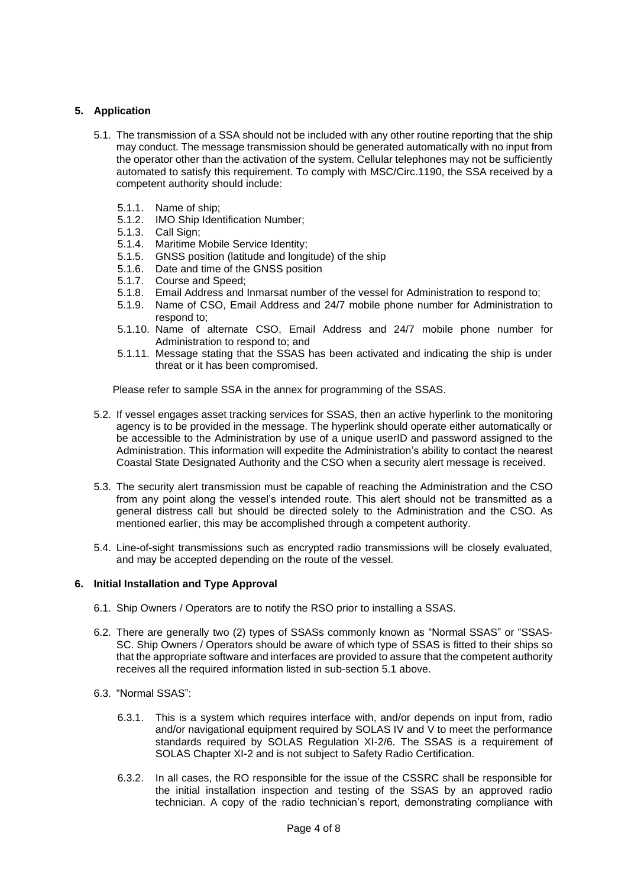## 5. Application

5.1. The transmission of a SSA should not be included with any other routine reporting that the ship may conduct. The message transmission should be generated automatically with no input from the operator other than the activation of the system. Cellular telephones may not be sufficiently automated to satisfy this requirement. To comply with MSC/Circ.1190, the SSA received by a competent authority should include:

- 5.1.1. Name of ship;
- 5.1.2. IMO Ship Identification Number;
- 5.1.3. Call Sign;
- 5.1.4. Maritime Mobile Service Identity;
- 5.1.5. GNSS position (latitude and longitude) of the ship
- 5.1.6. Date and time of the GNSS position
- 5.1.7. Course and Speed;
- 5.1.8. Email Address and Inmarsat number of the vessel for Administration to respond to;
- 5.1.9. Name of CSO, Email Address and 24/7 mobile phone number for Administration to respond to;
- 5.1.10. Name of alternate CSO, Email Address and 24/7 mobile phone number for Administration to respond to; and
- 5.1.11. Message stating that the SSAS has been activated and indicating the ship is under threat or it has been compromised.

Please refer to sample SSA in the annex for programming of the SSAS.

5.2. If vessel engages asset tracking services for SSAS, then an active hyperlink to the monitoring agency is to be provided in the message. The hyperlink should operate either automatically or be accessible to the Administration by use of a unique userID and password assigned to the Administration. This information will expedite the Administration's ability to contact the nearest Coastal State Designated Authority and the CSO when a security alert message is received.

5.3. The security alert transmission must be capable of reaching the Administration and the CSO from any point along the vessel's intended route. This alert should not be transmitted as a general distress call but should be directed solely to the Administration and the CSO. As mentioned earlier, this may be accomplished through a competent authority.

5.4. Line-of-sight transmissions such as encrypted radio transmissions will be closely evaluated, and may be accepted depending on the route of the vessel.

## 6. Initial Installation and Type Approval

6.1. Ship Owners / Operators are to notify the RSO prior to installing a SSAS.

6.2. There are generally two (2) types of SSASs commonly known as "Normal SSAS" or "SSAS-SC. Ship Owners / Operators should be aware of which type of SSAS is fitted to their ships so that the appropriate software and interfaces are provided to assure that the competent authority receives all the required information listed in sub-section 5.1 above.

6.3. "Normal SSAS":

6.3.1. This is a system which requires interface with, and/or depends on input from, radio and/or navigational equipment required by SOLAS IV and V to meet the performance standards required by SOLAS Regulation XI-2/6. The SSAS is a requirement of SOLAS Chapter XI-2 and is not subject to Safety Radio Certification.

6.3.2. In all cases, the RO responsible for the issue of the CSSRC shall be responsible for the initial installation inspection and testing of the SSAS by an approved radio technician. A copy of the radio technician's report, demonstrating compliance with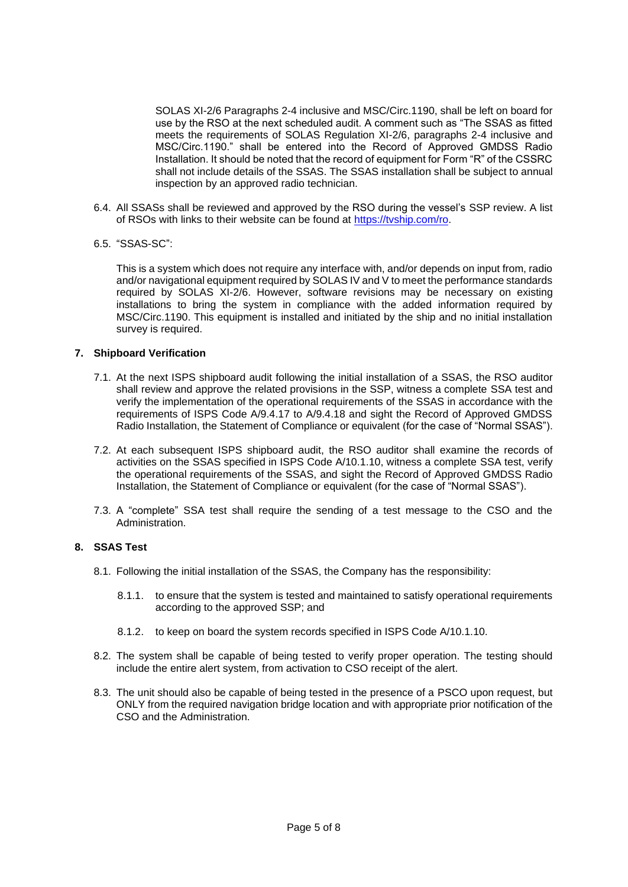SOLAS XI-2/6 Paragraphs 2-4 inclusive and MSC/Circ.1190, shall be left on board for use by the RSO at the next scheduled audit. A comment such as "The SSAS as fitted meets the requirements of SOLAS Regulation XI-2/6, paragraphs 2-4 inclusive and MSC/Circ.1190." shall be entered into the Record of Approved GMDSS Radio Installation. It should be noted that the record of equipment for Form "R" of the CSSRC shall not include details of the SSAS. The SSAS installation shall be subject to annual inspection by an approved radio technician.

6.4. All SSASs shall be reviewed and approved by the RSO during the vessel's SSP review. A list of RSOs with links to their website can be found at https://tvship.com/ro.

6.5. "SSAS-SC":

This is a system which does not require any interface with, and/or depends on input from, radio and/or navigational equipment required by SOLAS IV and V to meet the performance standards required by SOLAS XI-2/6. However, software revisions may be necessary on existing installations to bring the system in compliance with the added information required by MSC/Circ.1190. This equipment is installed and initiated by the ship and no initial installation survey is required.

## 7. Shipboard Verification

7.1. At the next ISPS shipboard audit following the initial installation of a SSAS, the RSO auditor shall review and approve the related provisions in the SSP, witness a complete SSA test and verify the implementation of the operational requirements of the SSAS in accordance with the requirements of ISPS Code A/9.4.17 to A/9.4.18 and sight the Record of Approved GMDSS Radio Installation, the Statement of Compliance or equivalent (for the case of "Normal SSAS").

7.2. At each subsequent ISPS shipboard audit, the RSO auditor shall examine the records of activities on the SSAS specified in ISPS Code A/10.1.10, witness a complete SSA test, verify the operational requirements of the SSAS, and sight the Record of Approved GMDSS Radio Installation, the Statement of Compliance or equivalent (for the case of "Normal SSAS").

7.3. A "complete" SSA test shall require the sending of a test message to the CSO and the Administration.

## 8. SSAS Test

8.1. Following the initial installation of the SSAS, the Company has the responsibility:

8.1.1. to ensure that the system is tested and maintained to satisfy operational requirements according to the approved SSP; and

8.1.2. to keep on board the system records specified in ISPS Code A/10.1.10.

8.2. The system shall be capable of being tested to verify proper operation. The testing should include the entire alert system, from activation to CSO receipt of the alert.

8.3. The unit should also be capable of being tested in the presence of a PSCO upon request, but ONLY from the required navigation bridge location and with appropriate prior notification of the CSO and the Administration.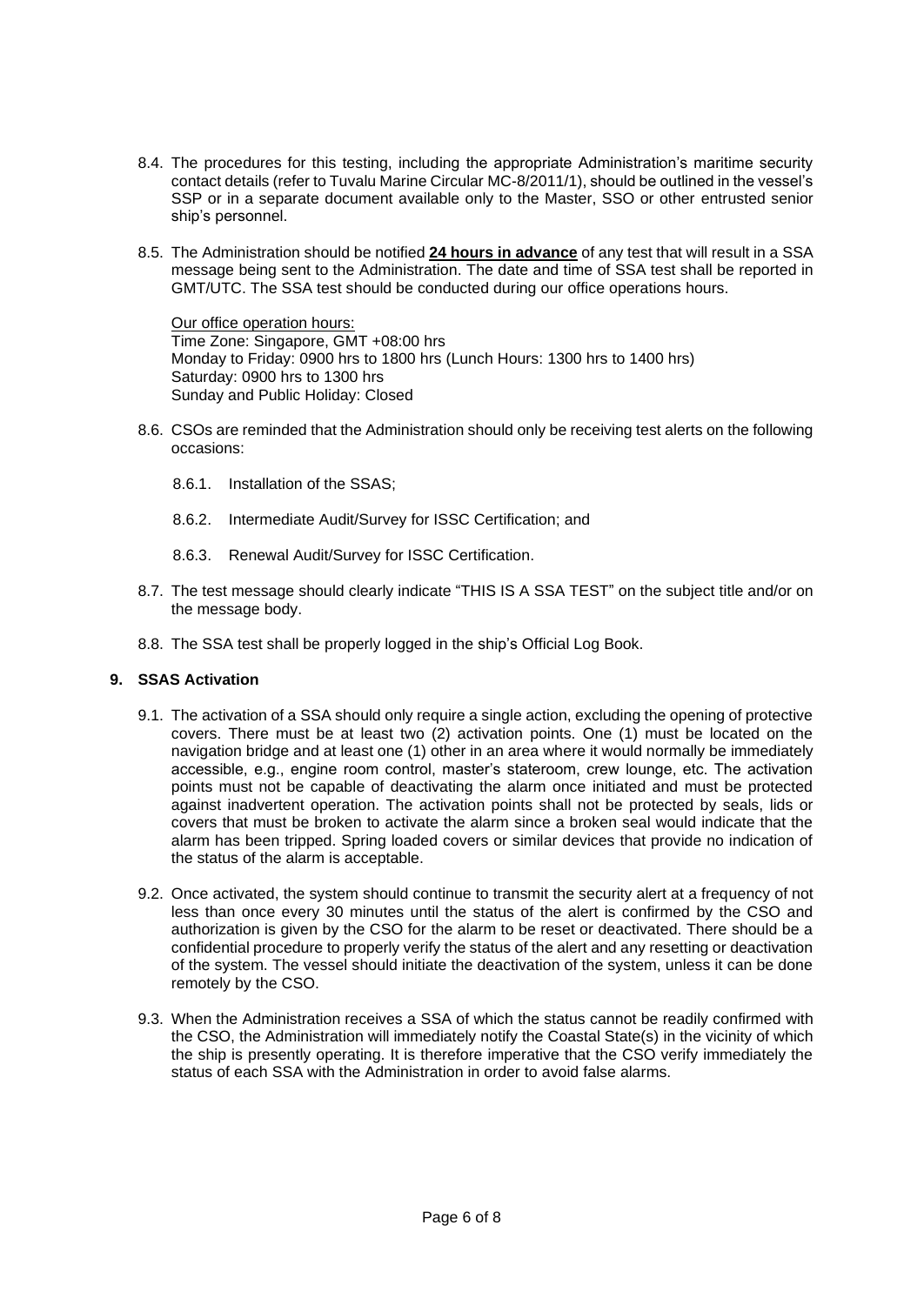8.4. The procedures for this testing, including the appropriate Administration's maritime security contact details (refer to Tuvalu Marine Circular MC-8/2011/1), should be outlined in the vessel's SSP or in a separate document available only to the Master, SSO or other entrusted senior ship's personnel.

8.5. The Administration should be notified **24 hours in advance** of any test that will result in a SSA message being sent to the Administration. The date and time of SSA test shall be reported in GMT/UTC. The SSA test should be conducted during our office operations hours.

Our office operation hours:
Time Zone: Singapore, GMT +08:00 hrs
Monday to Friday: 0900 hrs to 1800 hrs (Lunch Hours: 1300 hrs to 1400 hrs)
Saturday: 0900 hrs to 1300 hrs
Sunday and Public Holiday: Closed

8.6. CSOs are reminded that the Administration should only be receiving test alerts on the following occasions:

8.6.1. Installation of the SSAS;

8.6.2. Intermediate Audit/Survey for ISSC Certification; and

8.6.3. Renewal Audit/Survey for ISSC Certification.

8.7. The test message should clearly indicate "THIS IS A SSA TEST" on the subject title and/or on the message body.

8.8. The SSA test shall be properly logged in the ship's Official Log Book.

## 9. SSAS Activation

9.1. The activation of a SSA should only require a single action, excluding the opening of protective covers. There must be at least two (2) activation points. One (1) must be located on the navigation bridge and at least one (1) other in an area where it would normally be immediately accessible, e.g., engine room control, master's stateroom, crew lounge, etc. The activation points must not be capable of deactivating the alarm once initiated and must be protected against inadvertent operation. The activation points shall not be protected by seals, lids or covers that must be broken to activate the alarm since a broken seal would indicate that the alarm has been tripped. Spring loaded covers or similar devices that provide no indication of the status of the alarm is acceptable.

9.2. Once activated, the system should continue to transmit the security alert at a frequency of not less than once every 30 minutes until the status of the alert is confirmed by the CSO and authorization is given by the CSO for the alarm to be reset or deactivated. There should be a confidential procedure to properly verify the status of the alert and any resetting or deactivation of the system. The vessel should initiate the deactivation of the system, unless it can be done remotely by the CSO.

9.3. When the Administration receives a SSA of which the status cannot be readily confirmed with the CSO, the Administration will immediately notify the Coastal State(s) in the vicinity of which the ship is presently operating. It is therefore imperative that the CSO verify immediately the status of each SSA with the Administration in order to avoid false alarms.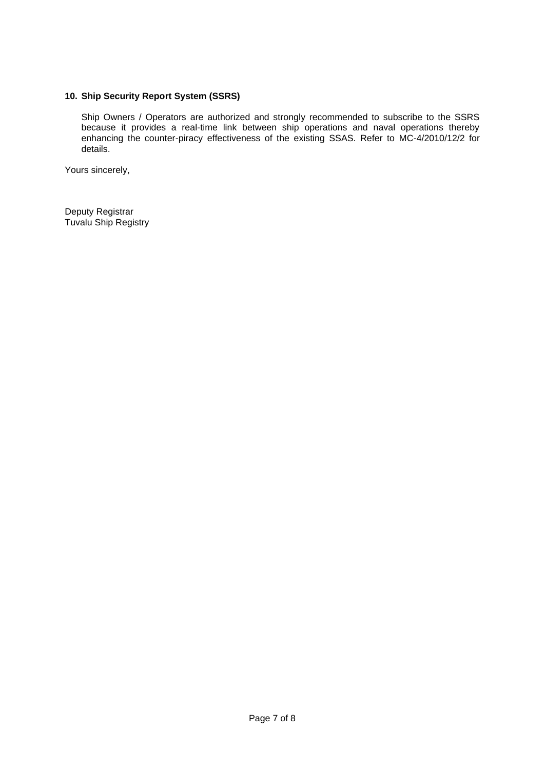**10. Ship Security Report System (SSRS)**

Ship Owners / Operators are authorized and strongly recommended to subscribe to the SSRS because it provides a real-time link between ship operations and naval operations thereby enhancing the counter-piracy effectiveness of the existing SSAS. Refer to MC-4/2010/12/2 for details.

Yours sincerely,

Deputy Registrar
Tuvalu Ship Registry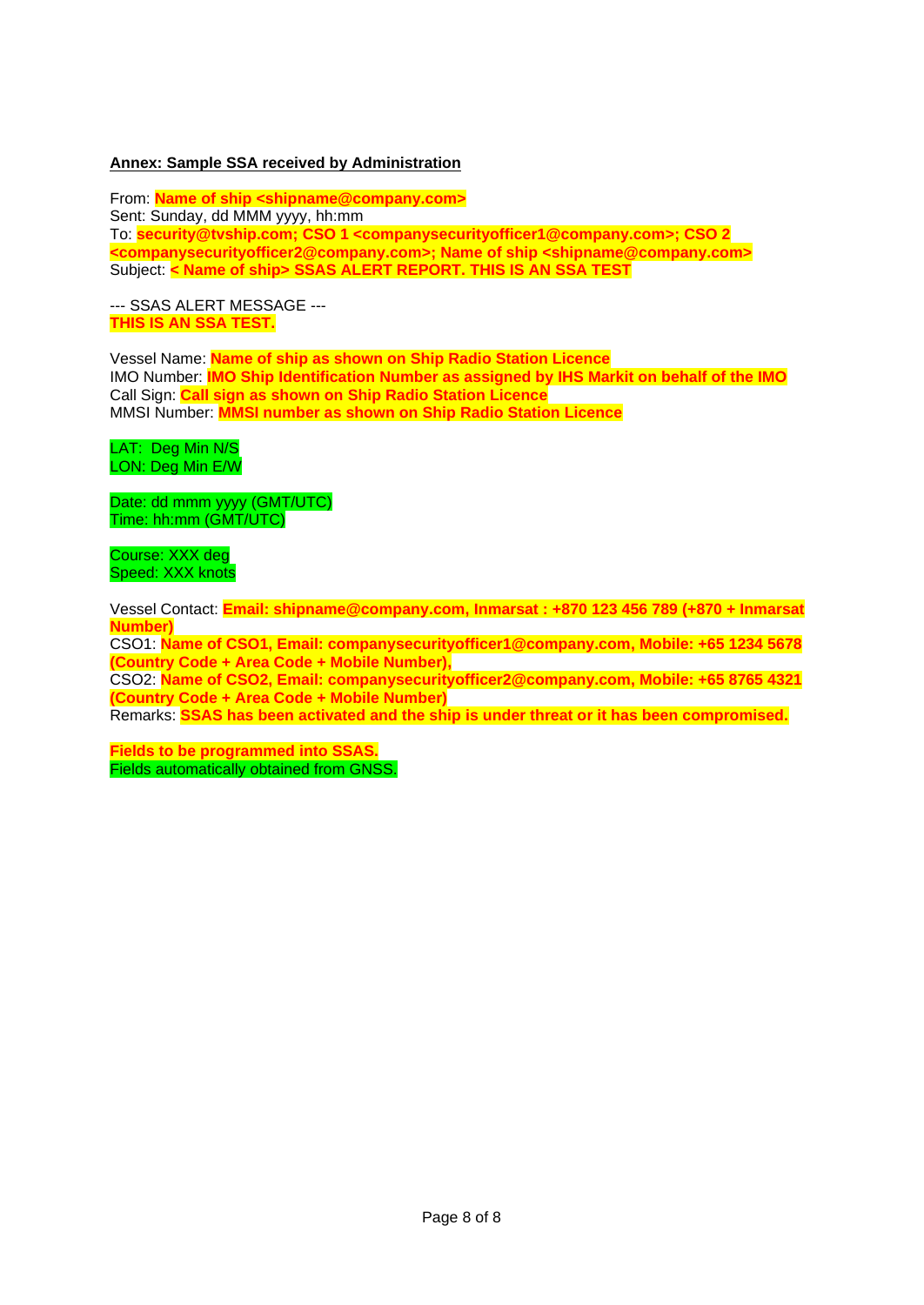**Annex: Sample SSA received by Administration**

From: **Name of ship <shipname@company.com>**
Sent: Sunday, dd MMM yyyy, hh:mm
To: **security@tvship.com; CSO 1 <companysecurityofficer1@company.com>; CSO 2 <companysecurityofficer2@company.com>; Name of ship <shipname@company.com>**
Subject: **< Name of ship> SSAS ALERT REPORT. THIS IS AN SSA TEST**

--- SSAS ALERT MESSAGE ---
**THIS IS AN SSA TEST.**

Vessel Name: **Name of ship as shown on Ship Radio Station Licence**
IMO Number: **IMO Ship Identification Number as assigned by IHS Markit on behalf of the IMO**
Call Sign: **Call sign as shown on Ship Radio Station Licence**
MMSI Number: **MMSI number as shown on Ship Radio Station Licence**

LAT: Deg Min N/S
LON: Deg Min E/W

Date: dd mmm yyyy (GMT/UTC)
Time: hh:mm (GMT/UTC)

Course: XXX deg
Speed: XXX knots

Vessel Contact: **Email: shipname@company.com, Inmarsat : +870 123 456 789 (+870 + Inmarsat Number)**
CSO1: **Name of CSO1, Email: companysecurityofficer1@company.com, Mobile: +65 1234 5678 (Country Code + Area Code + Mobile Number),**
CSO2: **Name of CSO2, Email: companysecurityofficer2@company.com, Mobile: +65 8765 4321 (Country Code + Area Code + Mobile Number)**
Remarks: **SSAS has been activated and the ship is under threat or it has been compromised.**

**Fields to be programmed into SSAS.**
Fields automatically obtained from GNSS.